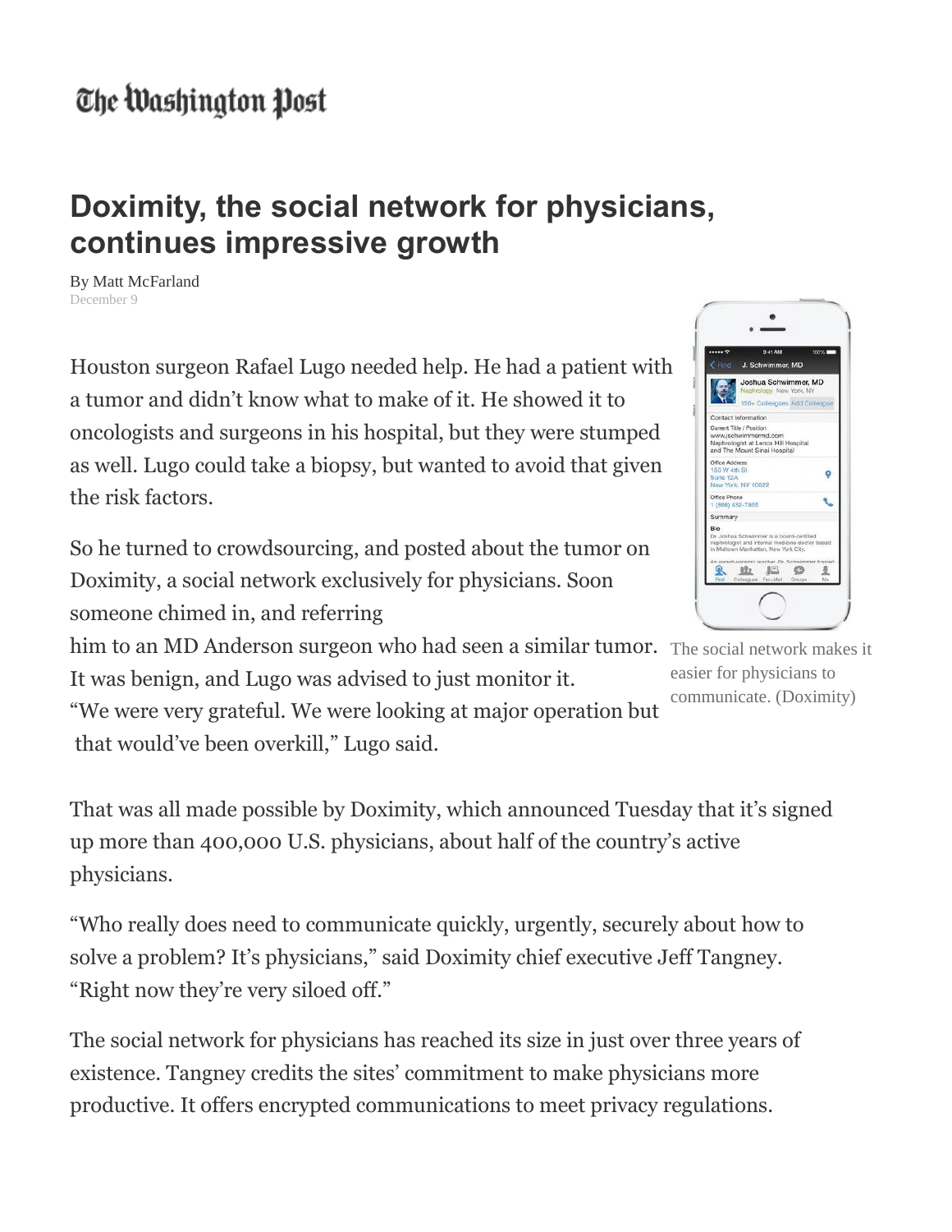The Washington Post

# Doximity, the social network for physicians, continues impressive growth

By Matt McFarland
December 9

Houston surgeon Rafael Lugo needed help. He had a patient with a tumor and didn't know what to make of it. He showed it to oncologists and surgeons in his hospital, but they were stumped as well. Lugo could take a biopsy, but wanted to avoid that given the risk factors.

So he turned to crowdsourcing, and posted about the tumor on Doximity, a social network exclusively for physicians. Soon someone chimed in, and referring him to an MD Anderson surgeon who had seen a similar tumor. It was benign, and Lugo was advised to just monitor it. "We were very grateful. We were looking at major operation but that would've been overkill," Lugo said.

The social network makes it easier for physicians to communicate. (Doximity)

That was all made possible by Doximity, which announced Tuesday that it's signed up more than 400,000 U.S. physicians, about half of the country's active physicians.

"Who really does need to communicate quickly, urgently, securely about how to solve a problem? It's physicians," said Doximity chief executive Jeff Tangney. "Right now they're very siloed off."

The social network for physicians has reached its size in just over three years of existence. Tangney credits the sites' commitment to make physicians more productive. It offers encrypted communications to meet privacy regulations.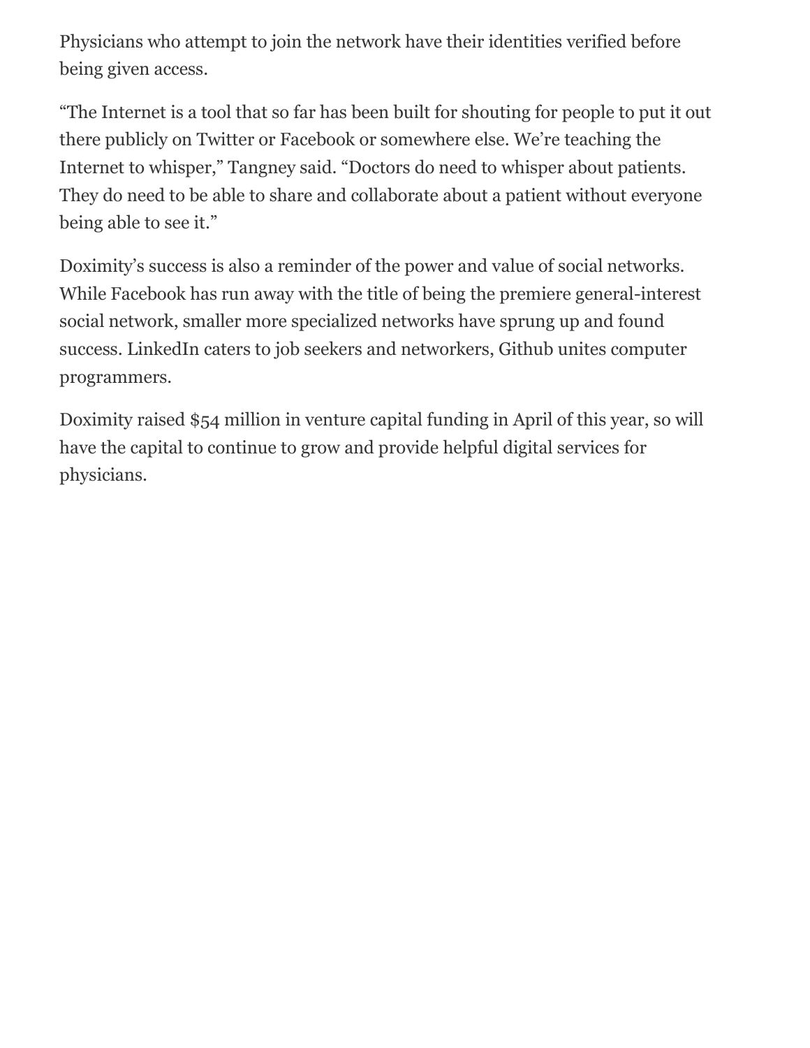Physicians who attempt to join the network have their identities verified before being given access.

"The Internet is a tool that so far has been built for shouting for people to put it out there publicly on Twitter or Facebook or somewhere else. We're teaching the Internet to whisper," Tangney said. "Doctors do need to whisper about patients. They do need to be able to share and collaborate about a patient without everyone being able to see it."

Doximity's success is also a reminder of the power and value of social networks. While Facebook has run away with the title of being the premiere general-interest social network, smaller more specialized networks have sprung up and found success. LinkedIn caters to job seekers and networkers, Github unites computer programmers.

Doximity raised $54 million in venture capital funding in April of this year, so will have the capital to continue to grow and provide helpful digital services for physicians.